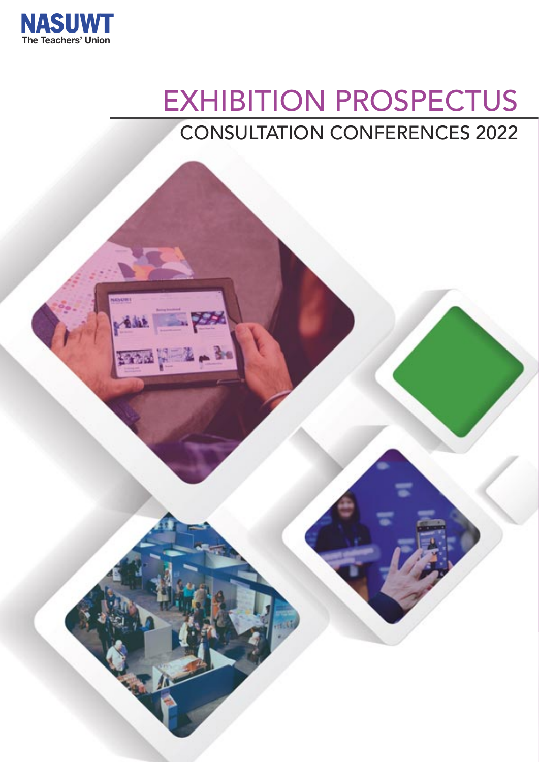NASUWT
The Teachers' Union

# EXHIBITION PROSPECTUS

## CONSULTATION CONFERENCES 2022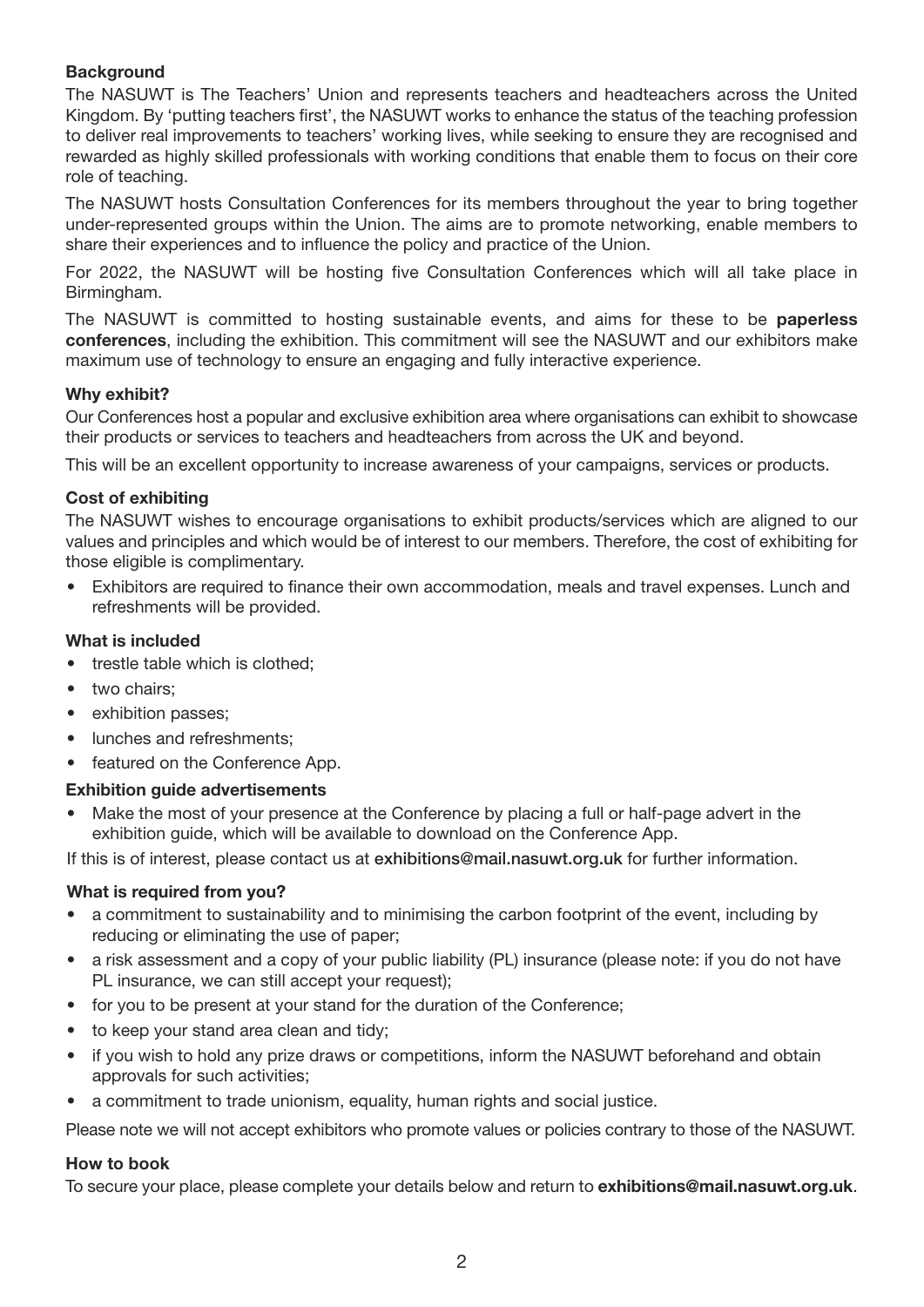**Background**

The NASUWT is The Teachers' Union and represents teachers and headteachers across the United Kingdom. By 'putting teachers first', the NASUWT works to enhance the status of the teaching profession to deliver real improvements to teachers' working lives, while seeking to ensure they are recognised and rewarded as highly skilled professionals with working conditions that enable them to focus on their core role of teaching.

The NASUWT hosts Consultation Conferences for its members throughout the year to bring together under-represented groups within the Union. The aims are to promote networking, enable members to share their experiences and to influence the policy and practice of the Union.

For 2022, the NASUWT will be hosting five Consultation Conferences which will all take place in Birmingham.

The NASUWT is committed to hosting sustainable events, and aims for these to be **paperless conferences**, including the exhibition. This commitment will see the NASUWT and our exhibitors make maximum use of technology to ensure an engaging and fully interactive experience.

**Why exhibit?**

Our Conferences host a popular and exclusive exhibition area where organisations can exhibit to showcase their products or services to teachers and headteachers from across the UK and beyond.

This will be an excellent opportunity to increase awareness of your campaigns, services or products.

**Cost of exhibiting**

The NASUWT wishes to encourage organisations to exhibit products/services which are aligned to our values and principles and which would be of interest to our members. Therefore, the cost of exhibiting for those eligible is complimentary.

- Exhibitors are required to finance their own accommodation, meals and travel expenses. Lunch and refreshments will be provided.

**What is included**

- trestle table which is clothed;
- two chairs;
- exhibition passes;
- lunches and refreshments;
- featured on the Conference App.

**Exhibition guide advertisements**

- Make the most of your presence at the Conference by placing a full or half-page advert in the exhibition guide, which will be available to download on the Conference App.

If this is of interest, please contact us at exhibitions@mail.nasuwt.org.uk for further information.

**What is required from you?**

- a commitment to sustainability and to minimising the carbon footprint of the event, including by reducing or eliminating the use of paper;
- a risk assessment and a copy of your public liability (PL) insurance (please note: if you do not have PL insurance, we can still accept your request);
- for you to be present at your stand for the duration of the Conference;
- to keep your stand area clean and tidy;
- if you wish to hold any prize draws or competitions, inform the NASUWT beforehand and obtain approvals for such activities;
- a commitment to trade unionism, equality, human rights and social justice.

Please note we will not accept exhibitors who promote values or policies contrary to those of the NASUWT.

**How to book**

To secure your place, please complete your details below and return to **exhibitions@mail.nasuwt.org.uk**.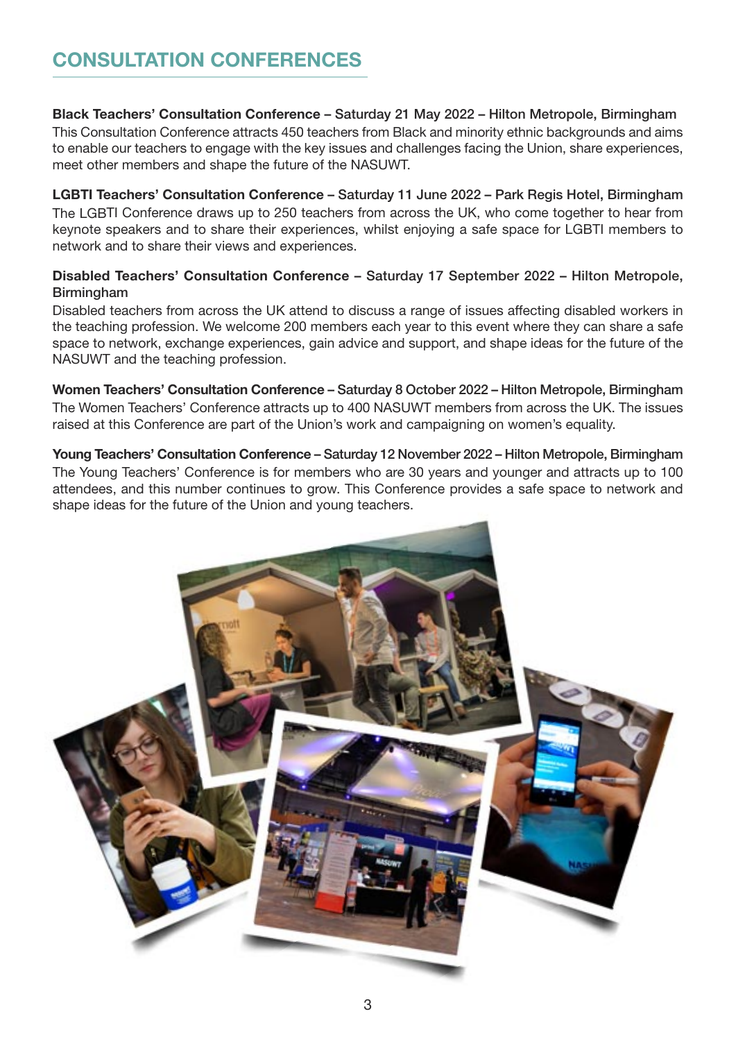## CONSULTATION CONFERENCES

**Black Teachers' Consultation Conference – Saturday 21 May 2022 – Hilton Metropole, Birmingham**
This Consultation Conference attracts 450 teachers from Black and minority ethnic backgrounds and aims to enable our teachers to engage with the key issues and challenges facing the Union, share experiences, meet other members and shape the future of the NASUWT.

**LGBTI Teachers' Consultation Conference – Saturday 11 June 2022 – Park Regis Hotel, Birmingham**
The LGBTI Conference draws up to 250 teachers from across the UK, who come together to hear from keynote speakers and to share their experiences, whilst enjoying a safe space for LGBTI members to network and to share their views and experiences.

**Disabled Teachers' Consultation Conference – Saturday 17 September 2022 – Hilton Metropole, Birmingham**
Disabled teachers from across the UK attend to discuss a range of issues affecting disabled workers in the teaching profession. We welcome 200 members each year to this event where they can share a safe space to network, exchange experiences, gain advice and support, and shape ideas for the future of the NASUWT and the teaching profession.

**Women Teachers' Consultation Conference – Saturday 8 October 2022 – Hilton Metropole, Birmingham**
The Women Teachers' Conference attracts up to 400 NASUWT members from across the UK. The issues raised at this Conference are part of the Union's work and campaigning on women's equality.

**Young Teachers' Consultation Conference – Saturday 12 November 2022 – Hilton Metropole, Birmingham**
The Young Teachers' Conference is for members who are 30 years and younger and attracts up to 100 attendees, and this number continues to grow. This Conference provides a safe space to network and shape ideas for the future of the Union and young teachers.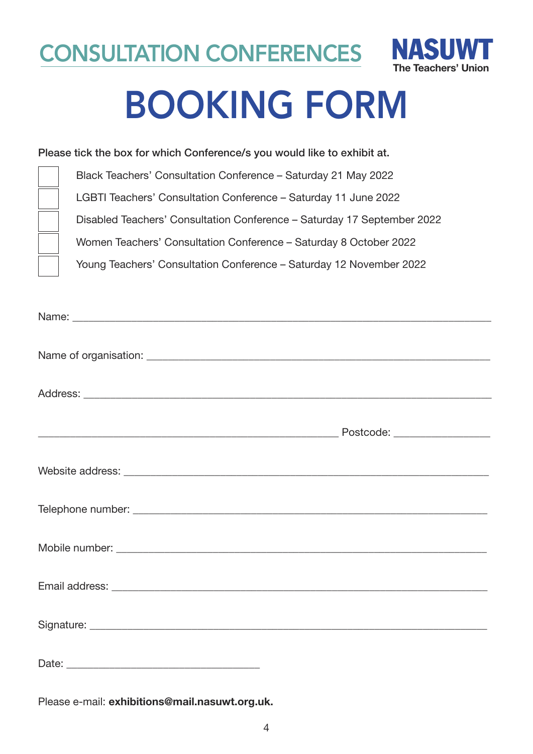# CONSULTATION CONFERENCES

**NASUWT**
**The Teachers' Union**

# BOOKING FORM

**Please tick the box for which Conference/s you would like to exhibit at.**

- ☐ Black Teachers' Consultation Conference – Saturday 21 May 2022
- ☐ LGBTI Teachers' Consultation Conference – Saturday 11 June 2022
- ☐ Disabled Teachers' Consultation Conference – Saturday 17 September 2022
- ☐ Women Teachers' Consultation Conference – Saturday 8 October 2022
- ☐ Young Teachers' Consultation Conference – Saturday 12 November 2022

Name: ____________________________________________

Name of organisation: ____________________________________________

Address: ____________________________________________

____________________________________________ Postcode: ________________

Website address: ____________________________________________

Telephone number: ____________________________________________

Mobile number: ____________________________________________

Email address: ____________________________________________

Signature: ____________________________________________

Date: ______________________________

Please e-mail: **exhibitions@mail.nasuwt.org.uk.**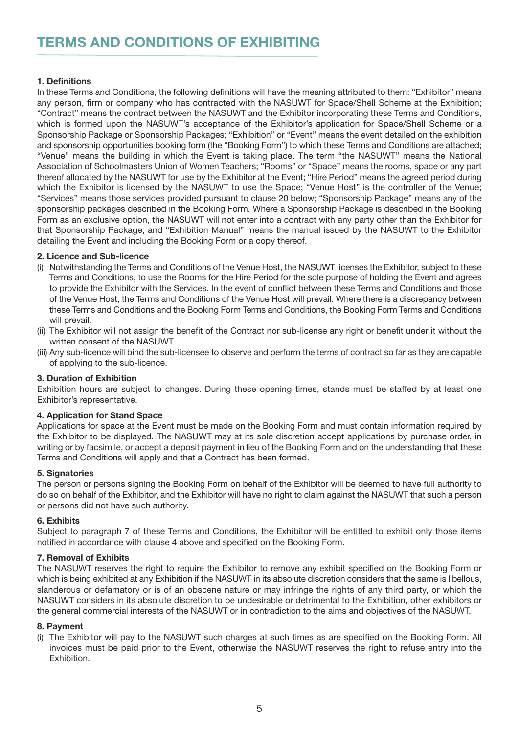# TERMS AND CONDITIONS OF EXHIBITING

**1. Definitions**

In these Terms and Conditions, the following definitions will have the meaning attributed to them: "Exhibitor" means any person, firm or company who has contracted with the NASUWT for Space/Shell Scheme at the Exhibition; "Contract" means the contract between the NASUWT and the Exhibitor incorporating these Terms and Conditions, which is formed upon the NASUWT's acceptance of the Exhibitor's application for Space/Shell Scheme or a Sponsorship Package or Sponsorship Packages; "Exhibition" or "Event" means the event detailed on the exhibition and sponsorship opportunities booking form (the "Booking Form") to which these Terms and Conditions are attached; "Venue" means the building in which the Event is taking place. The term "the NASUWT" means the National Association of Schoolmasters Union of Women Teachers; "Rooms" or "Space" means the rooms, space or any part thereof allocated by the NASUWT for use by the Exhibitor at the Event; "Hire Period" means the agreed period during which the Exhibitor is licensed by the NASUWT to use the Space; "Venue Host" is the controller of the Venue; "Services" means those services provided pursuant to clause 20 below; "Sponsorship Package" means any of the sponsorship packages described in the Booking Form. Where a Sponsorship Package is described in the Booking Form as an exclusive option, the NASUWT will not enter into a contract with any party other than the Exhibitor for that Sponsorship Package; and "Exhibition Manual" means the manual issued by the NASUWT to the Exhibitor detailing the Event and including the Booking Form or a copy thereof.

**2. Licence and Sub-licence**

(i) Notwithstanding the Terms and Conditions of the Venue Host, the NASUWT licenses the Exhibitor, subject to these Terms and Conditions, to use the Rooms for the Hire Period for the sole purpose of holding the Event and agrees to provide the Exhibitor with the Services. In the event of conflict between these Terms and Conditions and those of the Venue Host, the Terms and Conditions of the Venue Host will prevail. Where there is a discrepancy between these Terms and Conditions and the Booking Form Terms and Conditions, the Booking Form Terms and Conditions will prevail.

(ii) The Exhibitor will not assign the benefit of the Contract nor sub-license any right or benefit under it without the written consent of the NASUWT.

(iii) Any sub-licence will bind the sub-licensee to observe and perform the terms of contract so far as they are capable of applying to the sub-licence.

**3. Duration of Exhibition**

Exhibition hours are subject to changes. During these opening times, stands must be staffed by at least one Exhibitor's representative.

**4. Application for Stand Space**

Applications for space at the Event must be made on the Booking Form and must contain information required by the Exhibitor to be displayed. The NASUWT may at its sole discretion accept applications by purchase order, in writing or by facsimile, or accept a deposit payment in lieu of the Booking Form and on the understanding that these Terms and Conditions will apply and that a Contract has been formed.

**5. Signatories**

The person or persons signing the Booking Form on behalf of the Exhibitor will be deemed to have full authority to do so on behalf of the Exhibitor, and the Exhibitor will have no right to claim against the NASUWT that such a person or persons did not have such authority.

**6. Exhibits**

Subject to paragraph 7 of these Terms and Conditions, the Exhibitor will be entitled to exhibit only those items notified in accordance with clause 4 above and specified on the Booking Form.

**7. Removal of Exhibits**

The NASUWT reserves the right to require the Exhibitor to remove any exhibit specified on the Booking Form or which is being exhibited at any Exhibition if the NASUWT in its absolute discretion considers that the same is libellous, slanderous or defamatory or is of an obscene nature or may infringe the rights of any third party, or which the NASUWT considers in its absolute discretion to be undesirable or detrimental to the Exhibition, other exhibitors or the general commercial interests of the NASUWT or in contradiction to the aims and objectives of the NASUWT.

**8. Payment**

(i) The Exhibitor will pay to the NASUWT such charges at such times as are specified on the Booking Form. All invoices must be paid prior to the Event, otherwise the NASUWT reserves the right to refuse entry into the Exhibition.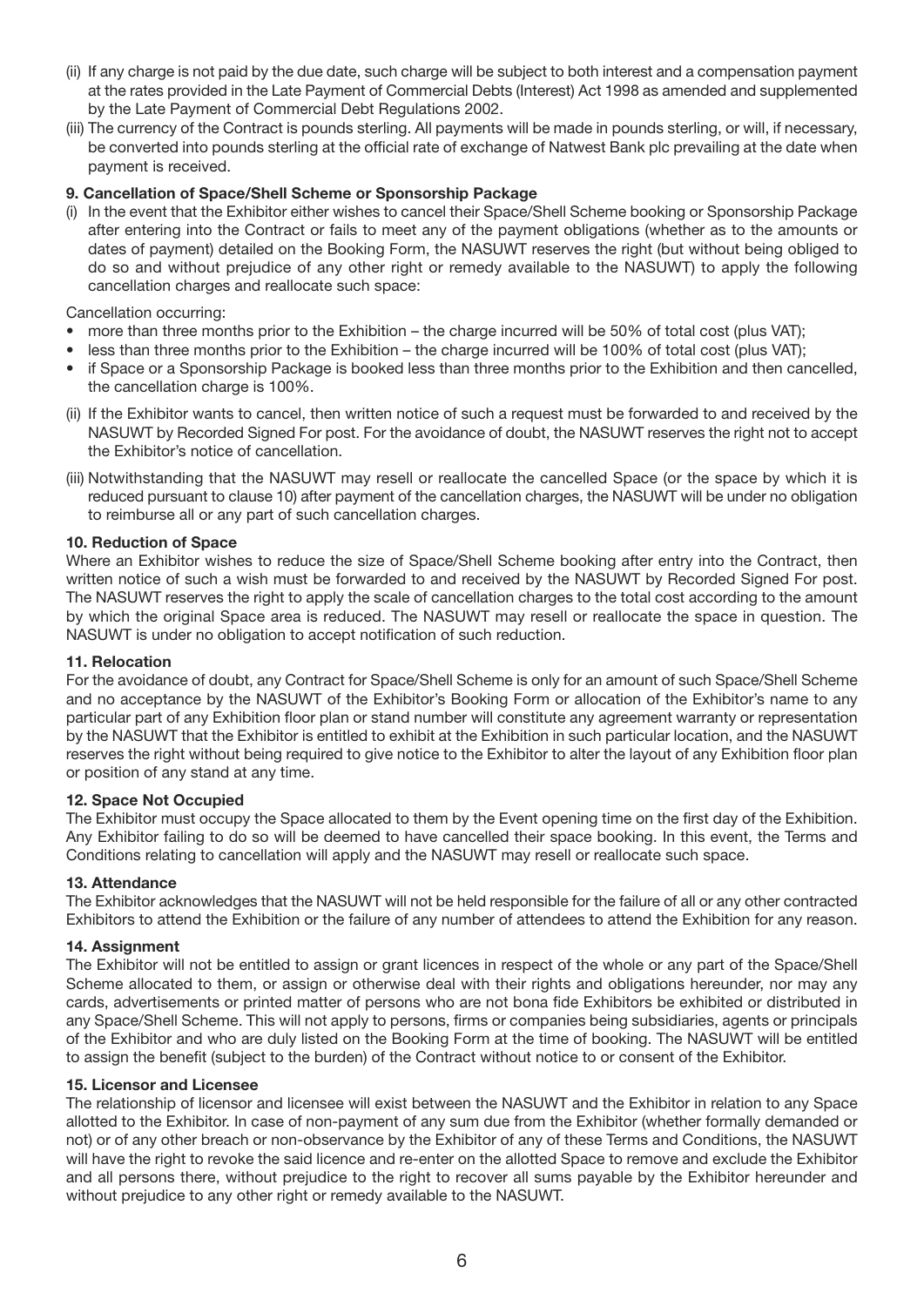(ii) If any charge is not paid by the due date, such charge will be subject to both interest and a compensation payment at the rates provided in the Late Payment of Commercial Debts (Interest) Act 1998 as amended and supplemented by the Late Payment of Commercial Debt Regulations 2002.

(iii) The currency of the Contract is pounds sterling. All payments will be made in pounds sterling, or will, if necessary, be converted into pounds sterling at the official rate of exchange of Natwest Bank plc prevailing at the date when payment is received.

**9. Cancellation of Space/Shell Scheme or Sponsorship Package**

(i) In the event that the Exhibitor either wishes to cancel their Space/Shell Scheme booking or Sponsorship Package after entering into the Contract or fails to meet any of the payment obligations (whether as to the amounts or dates of payment) detailed on the Booking Form, the NASUWT reserves the right (but without being obliged to do so and without prejudice of any other right or remedy available to the NASUWT) to apply the following cancellation charges and reallocate such space:

Cancellation occurring:

- more than three months prior to the Exhibition – the charge incurred will be 50% of total cost (plus VAT);
- less than three months prior to the Exhibition – the charge incurred will be 100% of total cost (plus VAT);
- if Space or a Sponsorship Package is booked less than three months prior to the Exhibition and then cancelled, the cancellation charge is 100%.

(ii) If the Exhibitor wants to cancel, then written notice of such a request must be forwarded to and received by the NASUWT by Recorded Signed For post. For the avoidance of doubt, the NASUWT reserves the right not to accept the Exhibitor's notice of cancellation.

(iii) Notwithstanding that the NASUWT may resell or reallocate the cancelled Space (or the space by which it is reduced pursuant to clause 10) after payment of the cancellation charges, the NASUWT will be under no obligation to reimburse all or any part of such cancellation charges.

**10. Reduction of Space**

Where an Exhibitor wishes to reduce the size of Space/Shell Scheme booking after entry into the Contract, then written notice of such a wish must be forwarded to and received by the NASUWT by Recorded Signed For post. The NASUWT reserves the right to apply the scale of cancellation charges to the total cost according to the amount by which the original Space area is reduced. The NASUWT may resell or reallocate the space in question. The NASUWT is under no obligation to accept notification of such reduction.

**11. Relocation**

For the avoidance of doubt, any Contract for Space/Shell Scheme is only for an amount of such Space/Shell Scheme and no acceptance by the NASUWT of the Exhibitor's Booking Form or allocation of the Exhibitor's name to any particular part of any Exhibition floor plan or stand number will constitute any agreement warranty or representation by the NASUWT that the Exhibitor is entitled to exhibit at the Exhibition in such particular location, and the NASUWT reserves the right without being required to give notice to the Exhibitor to alter the layout of any Exhibition floor plan or position of any stand at any time.

**12. Space Not Occupied**

The Exhibitor must occupy the Space allocated to them by the Event opening time on the first day of the Exhibition. Any Exhibitor failing to do so will be deemed to have cancelled their space booking. In this event, the Terms and Conditions relating to cancellation will apply and the NASUWT may resell or reallocate such space.

**13. Attendance**

The Exhibitor acknowledges that the NASUWT will not be held responsible for the failure of all or any other contracted Exhibitors to attend the Exhibition or the failure of any number of attendees to attend the Exhibition for any reason.

**14. Assignment**

The Exhibitor will not be entitled to assign or grant licences in respect of the whole or any part of the Space/Shell Scheme allocated to them, or assign or otherwise deal with their rights and obligations hereunder, nor may any cards, advertisements or printed matter of persons who are not bona fide Exhibitors be exhibited or distributed in any Space/Shell Scheme. This will not apply to persons, firms or companies being subsidiaries, agents or principals of the Exhibitor and who are duly listed on the Booking Form at the time of booking. The NASUWT will be entitled to assign the benefit (subject to the burden) of the Contract without notice to or consent of the Exhibitor.

**15. Licensor and Licensee**

The relationship of licensor and licensee will exist between the NASUWT and the Exhibitor in relation to any Space allotted to the Exhibitor. In case of non-payment of any sum due from the Exhibitor (whether formally demanded or not) or of any other breach or non-observance by the Exhibitor of any of these Terms and Conditions, the NASUWT will have the right to revoke the said licence and re-enter on the allotted Space to remove and exclude the Exhibitor and all persons there, without prejudice to the right to recover all sums payable by the Exhibitor hereunder and without prejudice to any other right or remedy available to the NASUWT.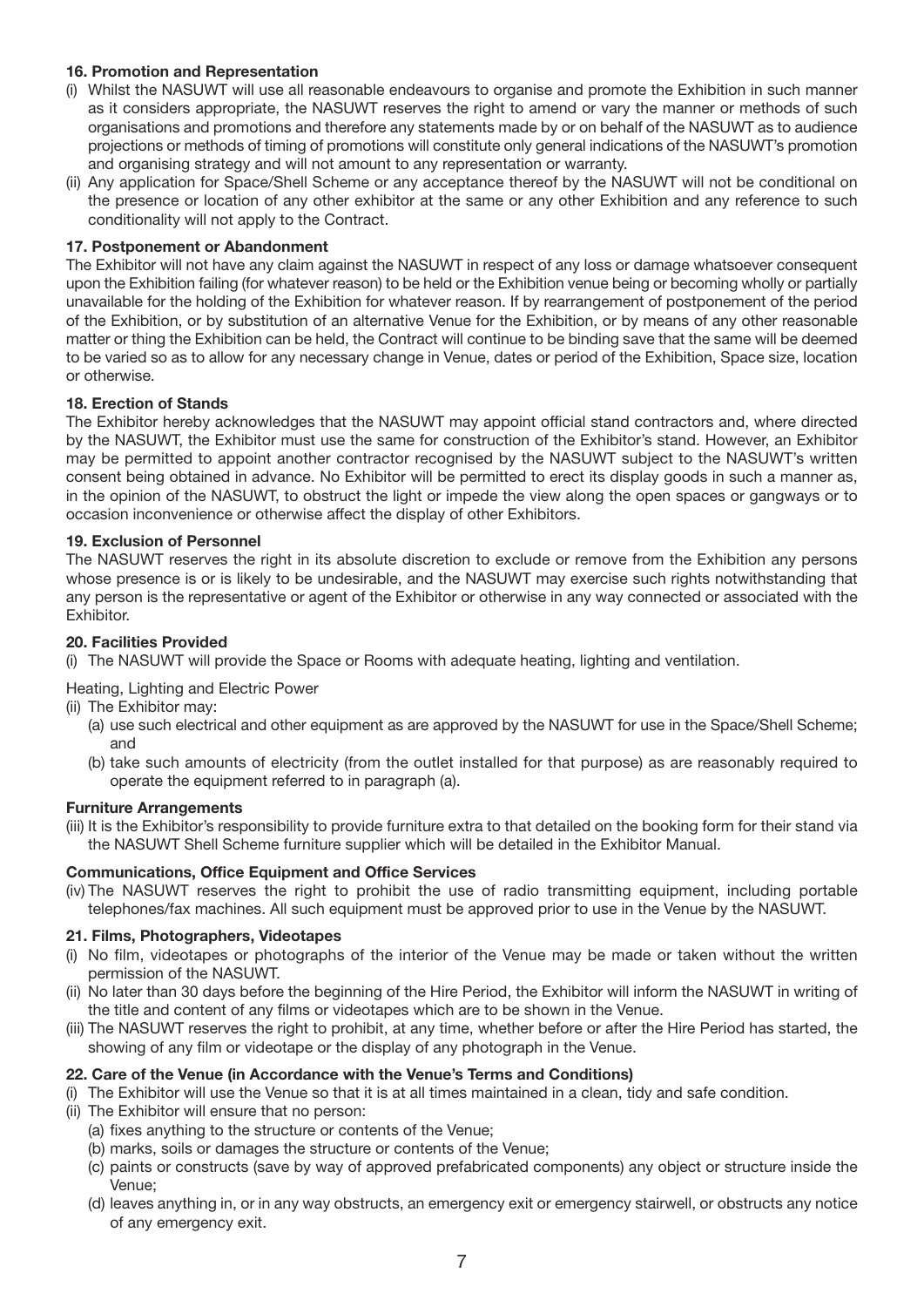**16. Promotion and Representation**

(i) Whilst the NASUWT will use all reasonable endeavours to organise and promote the Exhibition in such manner as it considers appropriate, the NASUWT reserves the right to amend or vary the manner or methods of such organisations and promotions and therefore any statements made by or on behalf of the NASUWT as to audience projections or methods of timing of promotions will constitute only general indications of the NASUWT's promotion and organising strategy and will not amount to any representation or warranty.

(ii) Any application for Space/Shell Scheme or any acceptance thereof by the NASUWT will not be conditional on the presence or location of any other exhibitor at the same or any other Exhibition and any reference to such conditionality will not apply to the Contract.

**17. Postponement or Abandonment**

The Exhibitor will not have any claim against the NASUWT in respect of any loss or damage whatsoever consequent upon the Exhibition failing (for whatever reason) to be held or the Exhibition venue being or becoming wholly or partially unavailable for the holding of the Exhibition for whatever reason. If by rearrangement of postponement of the period of the Exhibition, or by substitution of an alternative Venue for the Exhibition, or by means of any other reasonable matter or thing the Exhibition can be held, the Contract will continue to be binding save that the same will be deemed to be varied so as to allow for any necessary change in Venue, dates or period of the Exhibition, Space size, location or otherwise.

**18. Erection of Stands**

The Exhibitor hereby acknowledges that the NASUWT may appoint official stand contractors and, where directed by the NASUWT, the Exhibitor must use the same for construction of the Exhibitor's stand. However, an Exhibitor may be permitted to appoint another contractor recognised by the NASUWT subject to the NASUWT's written consent being obtained in advance. No Exhibitor will be permitted to erect its display goods in such a manner as, in the opinion of the NASUWT, to obstruct the light or impede the view along the open spaces or gangways or to occasion inconvenience or otherwise affect the display of other Exhibitors.

**19. Exclusion of Personnel**

The NASUWT reserves the right in its absolute discretion to exclude or remove from the Exhibition any persons whose presence is or is likely to be undesirable, and the NASUWT may exercise such rights notwithstanding that any person is the representative or agent of the Exhibitor or otherwise in any way connected or associated with the Exhibitor.

**20. Facilities Provided**

(i) The NASUWT will provide the Space or Rooms with adequate heating, lighting and ventilation.

Heating, Lighting and Electric Power

(ii) The Exhibitor may:
  (a) use such electrical and other equipment as are approved by the NASUWT for use in the Space/Shell Scheme; and
  (b) take such amounts of electricity (from the outlet installed for that purpose) as are reasonably required to operate the equipment referred to in paragraph (a).

**Furniture Arrangements**

(iii) It is the Exhibitor's responsibility to provide furniture extra to that detailed on the booking form for their stand via the NASUWT Shell Scheme furniture supplier which will be detailed in the Exhibitor Manual.

**Communications, Office Equipment and Office Services**

(iv) The NASUWT reserves the right to prohibit the use of radio transmitting equipment, including portable telephones/fax machines. All such equipment must be approved prior to use in the Venue by the NASUWT.

**21. Films, Photographers, Videotapes**

(i) No film, videotapes or photographs of the interior of the Venue may be made or taken without the written permission of the NASUWT.

(ii) No later than 30 days before the beginning of the Hire Period, the Exhibitor will inform the NASUWT in writing of the title and content of any films or videotapes which are to be shown in the Venue.

(iii) The NASUWT reserves the right to prohibit, at any time, whether before or after the Hire Period has started, the showing of any film or videotape or the display of any photograph in the Venue.

**22. Care of the Venue (in Accordance with the Venue's Terms and Conditions)**

(i) The Exhibitor will use the Venue so that it is at all times maintained in a clean, tidy and safe condition.

(ii) The Exhibitor will ensure that no person:
  (a) fixes anything to the structure or contents of the Venue;
  (b) marks, soils or damages the structure or contents of the Venue;
  (c) paints or constructs (save by way of approved prefabricated components) any object or structure inside the Venue;
  (d) leaves anything in, or in any way obstructs, an emergency exit or emergency stairwell, or obstructs any notice of any emergency exit.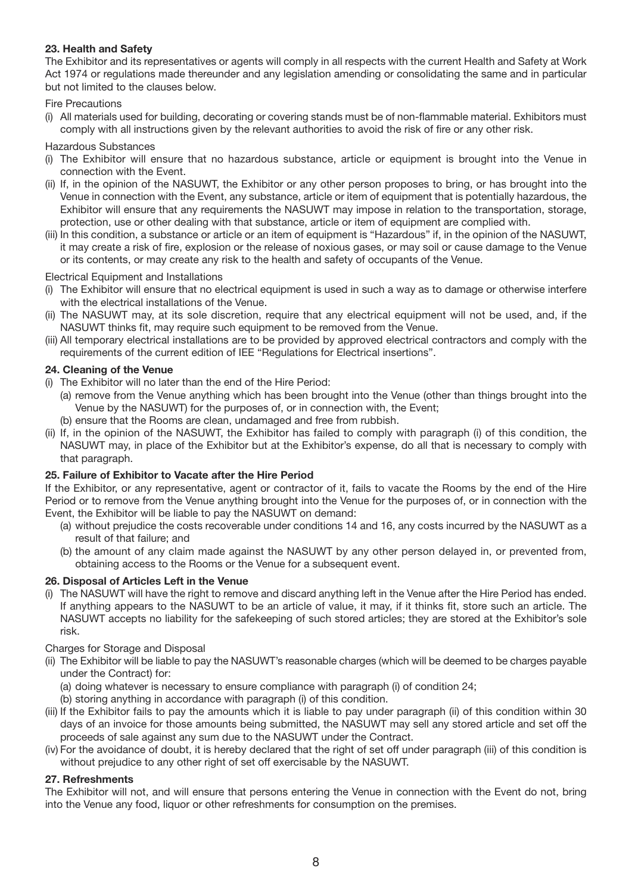**23. Health and Safety**

The Exhibitor and its representatives or agents will comply in all respects with the current Health and Safety at Work Act 1974 or regulations made thereunder and any legislation amending or consolidating the same and in particular but not limited to the clauses below.

Fire Precautions

(i) All materials used for building, decorating or covering stands must be of non-flammable material. Exhibitors must comply with all instructions given by the relevant authorities to avoid the risk of fire or any other risk.

Hazardous Substances

(i) The Exhibitor will ensure that no hazardous substance, article or equipment is brought into the Venue in connection with the Event.

(ii) If, in the opinion of the NASUWT, the Exhibitor or any other person proposes to bring, or has brought into the Venue in connection with the Event, any substance, article or item of equipment that is potentially hazardous, the Exhibitor will ensure that any requirements the NASUWT may impose in relation to the transportation, storage, protection, use or other dealing with that substance, article or item of equipment are complied with.

(iii) In this condition, a substance or article or an item of equipment is "Hazardous" if, in the opinion of the NASUWT, it may create a risk of fire, explosion or the release of noxious gases, or may soil or cause damage to the Venue or its contents, or may create any risk to the health and safety of occupants of the Venue.

Electrical Equipment and Installations

(i) The Exhibitor will ensure that no electrical equipment is used in such a way as to damage or otherwise interfere with the electrical installations of the Venue.

(ii) The NASUWT may, at its sole discretion, require that any electrical equipment will not be used, and, if the NASUWT thinks fit, may require such equipment to be removed from the Venue.

(iii) All temporary electrical installations are to be provided by approved electrical contractors and comply with the requirements of the current edition of IEE "Regulations for Electrical insertions".

**24. Cleaning of the Venue**

(i) The Exhibitor will no later than the end of the Hire Period:

   (a) remove from the Venue anything which has been brought into the Venue (other than things brought into the Venue by the NASUWT) for the purposes of, or in connection with, the Event;

   (b) ensure that the Rooms are clean, undamaged and free from rubbish.

(ii) If, in the opinion of the NASUWT, the Exhibitor has failed to comply with paragraph (i) of this condition, the NASUWT may, in place of the Exhibitor but at the Exhibitor's expense, do all that is necessary to comply with that paragraph.

**25. Failure of Exhibitor to Vacate after the Hire Period**

If the Exhibitor, or any representative, agent or contractor of it, fails to vacate the Rooms by the end of the Hire Period or to remove from the Venue anything brought into the Venue for the purposes of, or in connection with the Event, the Exhibitor will be liable to pay the NASUWT on demand:

   (a) without prejudice the costs recoverable under conditions 14 and 16, any costs incurred by the NASUWT as a result of that failure; and

   (b) the amount of any claim made against the NASUWT by any other person delayed in, or prevented from, obtaining access to the Rooms or the Venue for a subsequent event.

**26. Disposal of Articles Left in the Venue**

(i) The NASUWT will have the right to remove and discard anything left in the Venue after the Hire Period has ended. If anything appears to the NASUWT to be an article of value, it may, if it thinks fit, store such an article. The NASUWT accepts no liability for the safekeeping of such stored articles; they are stored at the Exhibitor's sole risk.

Charges for Storage and Disposal

(ii) The Exhibitor will be liable to pay the NASUWT's reasonable charges (which will be deemed to be charges payable under the Contract) for:

   (a) doing whatever is necessary to ensure compliance with paragraph (i) of condition 24;

   (b) storing anything in accordance with paragraph (i) of this condition.

(iii) If the Exhibitor fails to pay the amounts which it is liable to pay under paragraph (ii) of this condition within 30 days of an invoice for those amounts being submitted, the NASUWT may sell any stored article and set off the proceeds of sale against any sum due to the NASUWT under the Contract.

(iv) For the avoidance of doubt, it is hereby declared that the right of set off under paragraph (iii) of this condition is without prejudice to any other right of set off exercisable by the NASUWT.

**27. Refreshments**

The Exhibitor will not, and will ensure that persons entering the Venue in connection with the Event do not, bring into the Venue any food, liquor or other refreshments for consumption on the premises.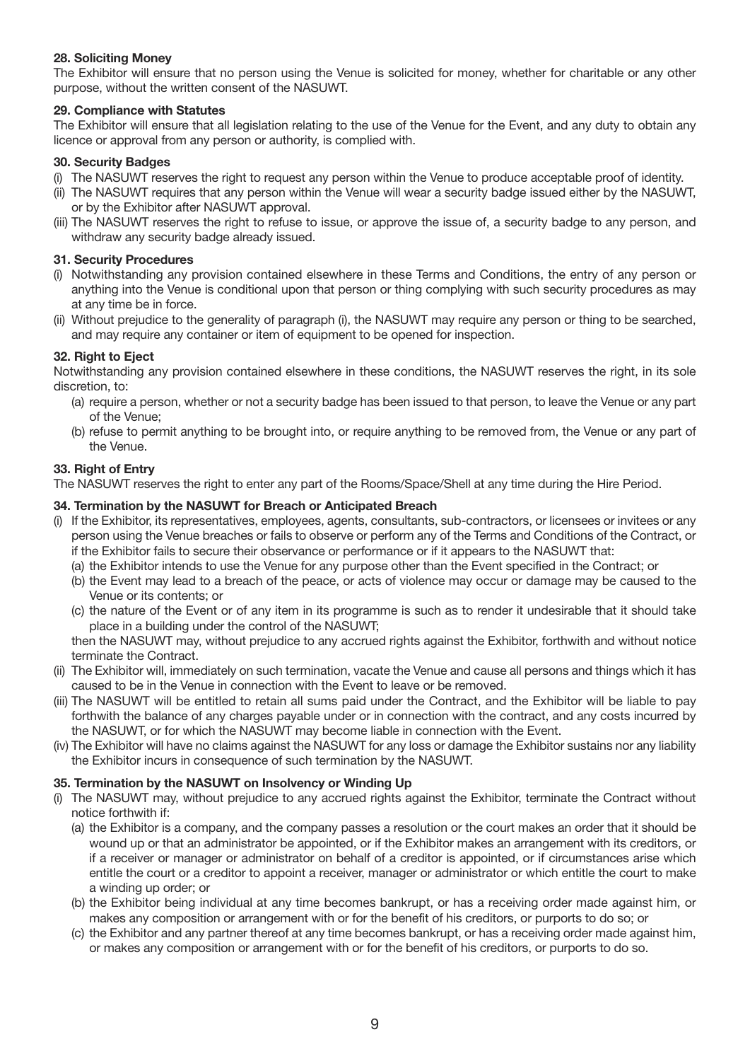**28. Soliciting Money**

The Exhibitor will ensure that no person using the Venue is solicited for money, whether for charitable or any other purpose, without the written consent of the NASUWT.

**29. Compliance with Statutes**

The Exhibitor will ensure that all legislation relating to the use of the Venue for the Event, and any duty to obtain any licence or approval from any person or authority, is complied with.

**30. Security Badges**

(i) The NASUWT reserves the right to request any person within the Venue to produce acceptable proof of identity.

(ii) The NASUWT requires that any person within the Venue will wear a security badge issued either by the NASUWT, or by the Exhibitor after NASUWT approval.

(iii) The NASUWT reserves the right to refuse to issue, or approve the issue of, a security badge to any person, and withdraw any security badge already issued.

**31. Security Procedures**

(i) Notwithstanding any provision contained elsewhere in these Terms and Conditions, the entry of any person or anything into the Venue is conditional upon that person or thing complying with such security procedures as may at any time be in force.

(ii) Without prejudice to the generality of paragraph (i), the NASUWT may require any person or thing to be searched, and may require any container or item of equipment to be opened for inspection.

**32. Right to Eject**

Notwithstanding any provision contained elsewhere in these conditions, the NASUWT reserves the right, in its sole discretion, to:

(a) require a person, whether or not a security badge has been issued to that person, to leave the Venue or any part of the Venue;

(b) refuse to permit anything to be brought into, or require anything to be removed from, the Venue or any part of the Venue.

**33. Right of Entry**

The NASUWT reserves the right to enter any part of the Rooms/Space/Shell at any time during the Hire Period.

**34. Termination by the NASUWT for Breach or Anticipated Breach**

(i) If the Exhibitor, its representatives, employees, agents, consultants, sub-contractors, or licensees or invitees or any person using the Venue breaches or fails to observe or perform any of the Terms and Conditions of the Contract, or if the Exhibitor fails to secure their observance or performance or if it appears to the NASUWT that:

(a) the Exhibitor intends to use the Venue for any purpose other than the Event specified in the Contract; or

(b) the Event may lead to a breach of the peace, or acts of violence may occur or damage may be caused to the Venue or its contents; or

(c) the nature of the Event or of any item in its programme is such as to render it undesirable that it should take place in a building under the control of the NASUWT;

then the NASUWT may, without prejudice to any accrued rights against the Exhibitor, forthwith and without notice terminate the Contract.

(ii) The Exhibitor will, immediately on such termination, vacate the Venue and cause all persons and things which it has caused to be in the Venue in connection with the Event to leave or be removed.

(iii) The NASUWT will be entitled to retain all sums paid under the Contract, and the Exhibitor will be liable to pay forthwith the balance of any charges payable under or in connection with the contract, and any costs incurred by the NASUWT, or for which the NASUWT may become liable in connection with the Event.

(iv) The Exhibitor will have no claims against the NASUWT for any loss or damage the Exhibitor sustains nor any liability the Exhibitor incurs in consequence of such termination by the NASUWT.

**35. Termination by the NASUWT on Insolvency or Winding Up**

(i) The NASUWT may, without prejudice to any accrued rights against the Exhibitor, terminate the Contract without notice forthwith if:

(a) the Exhibitor is a company, and the company passes a resolution or the court makes an order that it should be wound up or that an administrator be appointed, or if the Exhibitor makes an arrangement with its creditors, or if a receiver or manager or administrator on behalf of a creditor is appointed, or if circumstances arise which entitle the court or a creditor to appoint a receiver, manager or administrator or which entitle the court to make a winding up order; or

(b) the Exhibitor being individual at any time becomes bankrupt, or has a receiving order made against him, or makes any composition or arrangement with or for the benefit of his creditors, or purports to do so; or

(c) the Exhibitor and any partner thereof at any time becomes bankrupt, or has a receiving order made against him, or makes any composition or arrangement with or for the benefit of his creditors, or purports to do so.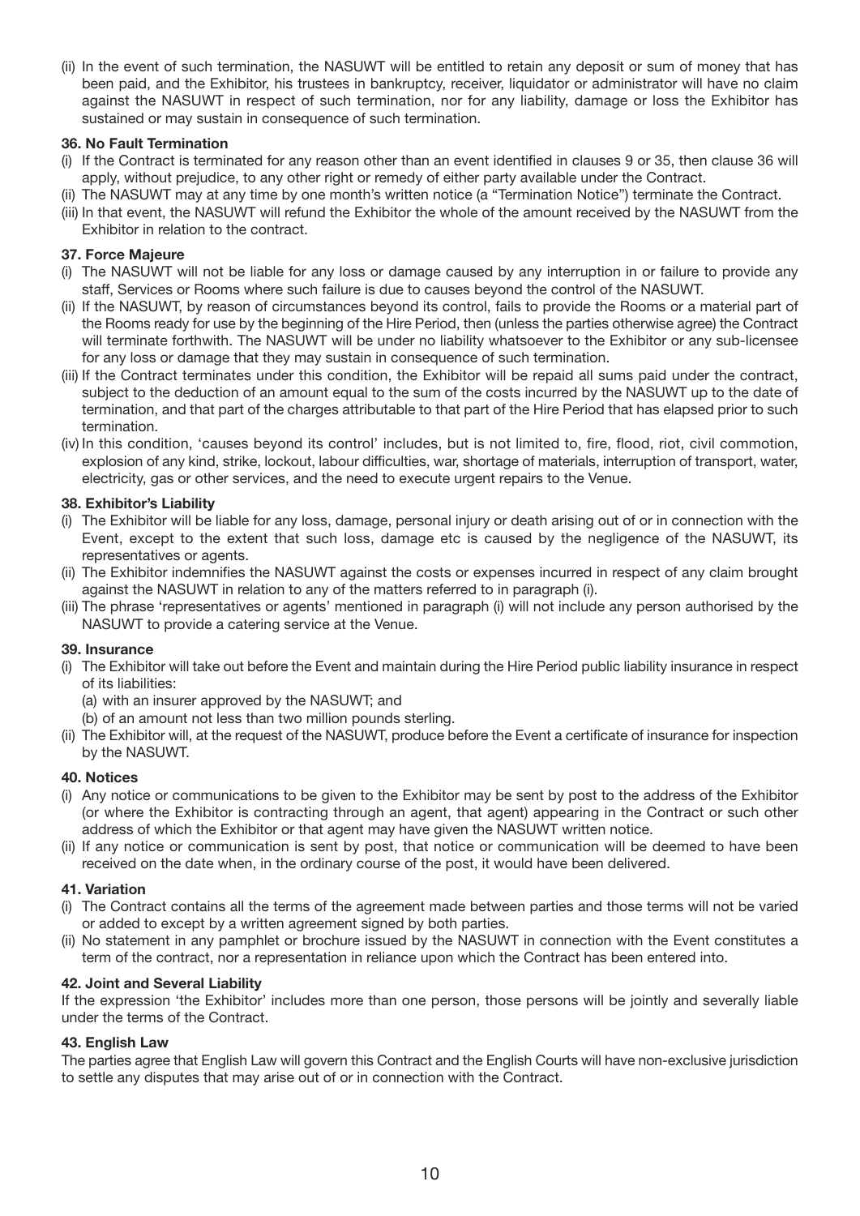(ii) In the event of such termination, the NASUWT will be entitled to retain any deposit or sum of money that has been paid, and the Exhibitor, his trustees in bankruptcy, receiver, liquidator or administrator will have no claim against the NASUWT in respect of such termination, nor for any liability, damage or loss the Exhibitor has sustained or may sustain in consequence of such termination.

**36. No Fault Termination**

(i) If the Contract is terminated for any reason other than an event identified in clauses 9 or 35, then clause 36 will apply, without prejudice, to any other right or remedy of either party available under the Contract.

(ii) The NASUWT may at any time by one month's written notice (a "Termination Notice") terminate the Contract.

(iii) In that event, the NASUWT will refund the Exhibitor the whole of the amount received by the NASUWT from the Exhibitor in relation to the contract.

**37. Force Majeure**

(i) The NASUWT will not be liable for any loss or damage caused by any interruption in or failure to provide any staff, Services or Rooms where such failure is due to causes beyond the control of the NASUWT.

(ii) If the NASUWT, by reason of circumstances beyond its control, fails to provide the Rooms or a material part of the Rooms ready for use by the beginning of the Hire Period, then (unless the parties otherwise agree) the Contract will terminate forthwith. The NASUWT will be under no liability whatsoever to the Exhibitor or any sub-licensee for any loss or damage that they may sustain in consequence of such termination.

(iii) If the Contract terminates under this condition, the Exhibitor will be repaid all sums paid under the contract, subject to the deduction of an amount equal to the sum of the costs incurred by the NASUWT up to the date of termination, and that part of the charges attributable to that part of the Hire Period that has elapsed prior to such termination.

(iv) In this condition, 'causes beyond its control' includes, but is not limited to, fire, flood, riot, civil commotion, explosion of any kind, strike, lockout, labour difficulties, war, shortage of materials, interruption of transport, water, electricity, gas or other services, and the need to execute urgent repairs to the Venue.

**38. Exhibitor's Liability**

(i) The Exhibitor will be liable for any loss, damage, personal injury or death arising out of or in connection with the Event, except to the extent that such loss, damage etc is caused by the negligence of the NASUWT, its representatives or agents.

(ii) The Exhibitor indemnifies the NASUWT against the costs or expenses incurred in respect of any claim brought against the NASUWT in relation to any of the matters referred to in paragraph (i).

(iii) The phrase 'representatives or agents' mentioned in paragraph (i) will not include any person authorised by the NASUWT to provide a catering service at the Venue.

**39. Insurance**

(i) The Exhibitor will take out before the Event and maintain during the Hire Period public liability insurance in respect of its liabilities:

  (a) with an insurer approved by the NASUWT; and

  (b) of an amount not less than two million pounds sterling.

(ii) The Exhibitor will, at the request of the NASUWT, produce before the Event a certificate of insurance for inspection by the NASUWT.

**40. Notices**

(i) Any notice or communications to be given to the Exhibitor may be sent by post to the address of the Exhibitor (or where the Exhibitor is contracting through an agent, that agent) appearing in the Contract or such other address of which the Exhibitor or that agent may have given the NASUWT written notice.

(ii) If any notice or communication is sent by post, that notice or communication will be deemed to have been received on the date when, in the ordinary course of the post, it would have been delivered.

**41. Variation**

(i) The Contract contains all the terms of the agreement made between parties and those terms will not be varied or added to except by a written agreement signed by both parties.

(ii) No statement in any pamphlet or brochure issued by the NASUWT in connection with the Event constitutes a term of the contract, nor a representation in reliance upon which the Contract has been entered into.

**42. Joint and Several Liability**

If the expression 'the Exhibitor' includes more than one person, those persons will be jointly and severally liable under the terms of the Contract.

**43. English Law**

The parties agree that English Law will govern this Contract and the English Courts will have non-exclusive jurisdiction to settle any disputes that may arise out of or in connection with the Contract.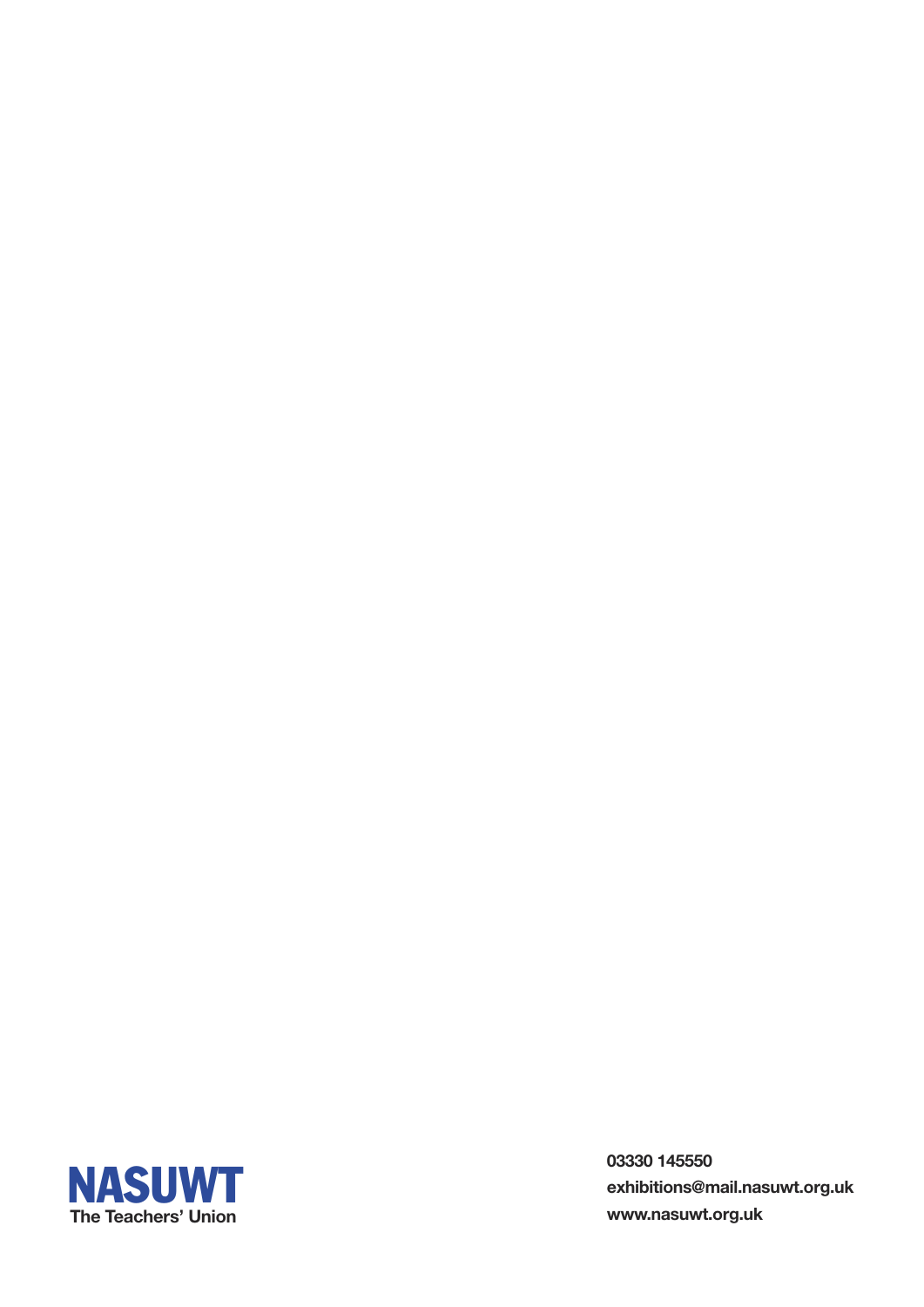**NASUWT**
The Teachers' Union

**03330 145550**
**exhibitions@mail.nasuwt.org.uk**
**www.nasuwt.org.uk**